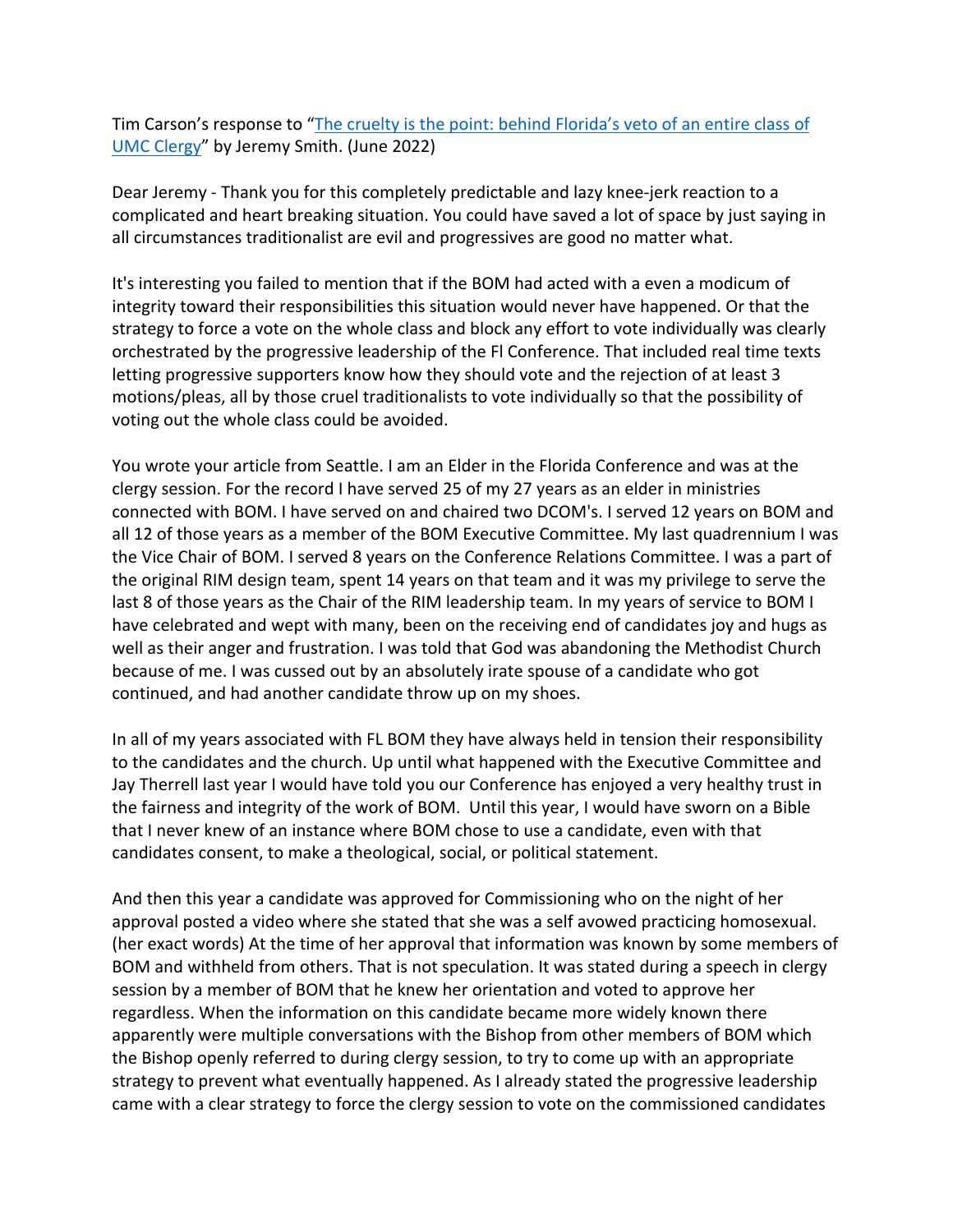Tim Carson's response to "[The cruelty is the point: behind Florida's veto of an entire class of UMC Clergy]" by Jeremy Smith. (June 2022)

Dear Jeremy - Thank you for this completely predictable and lazy knee-jerk reaction to a complicated and heart breaking situation. You could have saved a lot of space by just saying in all circumstances traditionalist are evil and progressives are good no matter what.

It's interesting you failed to mention that if the BOM had acted with a even a modicum of integrity toward their responsibilities this situation would never have happened. Or that the strategy to force a vote on the whole class and block any effort to vote individually was clearly orchestrated by the progressive leadership of the Fl Conference. That included real time texts letting progressive supporters know how they should vote and the rejection of at least 3 motions/pleas, all by those cruel traditionalists to vote individually so that the possibility of voting out the whole class could be avoided.

You wrote your article from Seattle. I am an Elder in the Florida Conference and was at the clergy session. For the record I have served 25 of my 27 years as an elder in ministries connected with BOM. I have served on and chaired two DCOM's. I served 12 years on BOM and all 12 of those years as a member of the BOM Executive Committee. My last quadrennium I was the Vice Chair of BOM. I served 8 years on the Conference Relations Committee. I was a part of the original RIM design team, spent 14 years on that team and it was my privilege to serve the last 8 of those years as the Chair of the RIM leadership team. In my years of service to BOM I have celebrated and wept with many, been on the receiving end of candidates joy and hugs as well as their anger and frustration. I was told that God was abandoning the Methodist Church because of me. I was cussed out by an absolutely irate spouse of a candidate who got continued, and had another candidate throw up on my shoes.

In all of my years associated with FL BOM they have always held in tension their responsibility to the candidates and the church. Up until what happened with the Executive Committee and Jay Therrell last year I would have told you our Conference has enjoyed a very healthy trust in the fairness and integrity of the work of BOM. Until this year, I would have sworn on a Bible that I never knew of an instance where BOM chose to use a candidate, even with that candidates consent, to make a theological, social, or political statement.

And then this year a candidate was approved for Commissioning who on the night of her approval posted a video where she stated that she was a self avowed practicing homosexual. (her exact words) At the time of her approval that information was known by some members of BOM and withheld from others. That is not speculation. It was stated during a speech in clergy session by a member of BOM that he knew her orientation and voted to approve her regardless. When the information on this candidate became more widely known there apparently were multiple conversations with the Bishop from other members of BOM which the Bishop openly referred to during clergy session, to try to come up with an appropriate strategy to prevent what eventually happened. As I already stated the progressive leadership came with a clear strategy to force the clergy session to vote on the commissioned candidates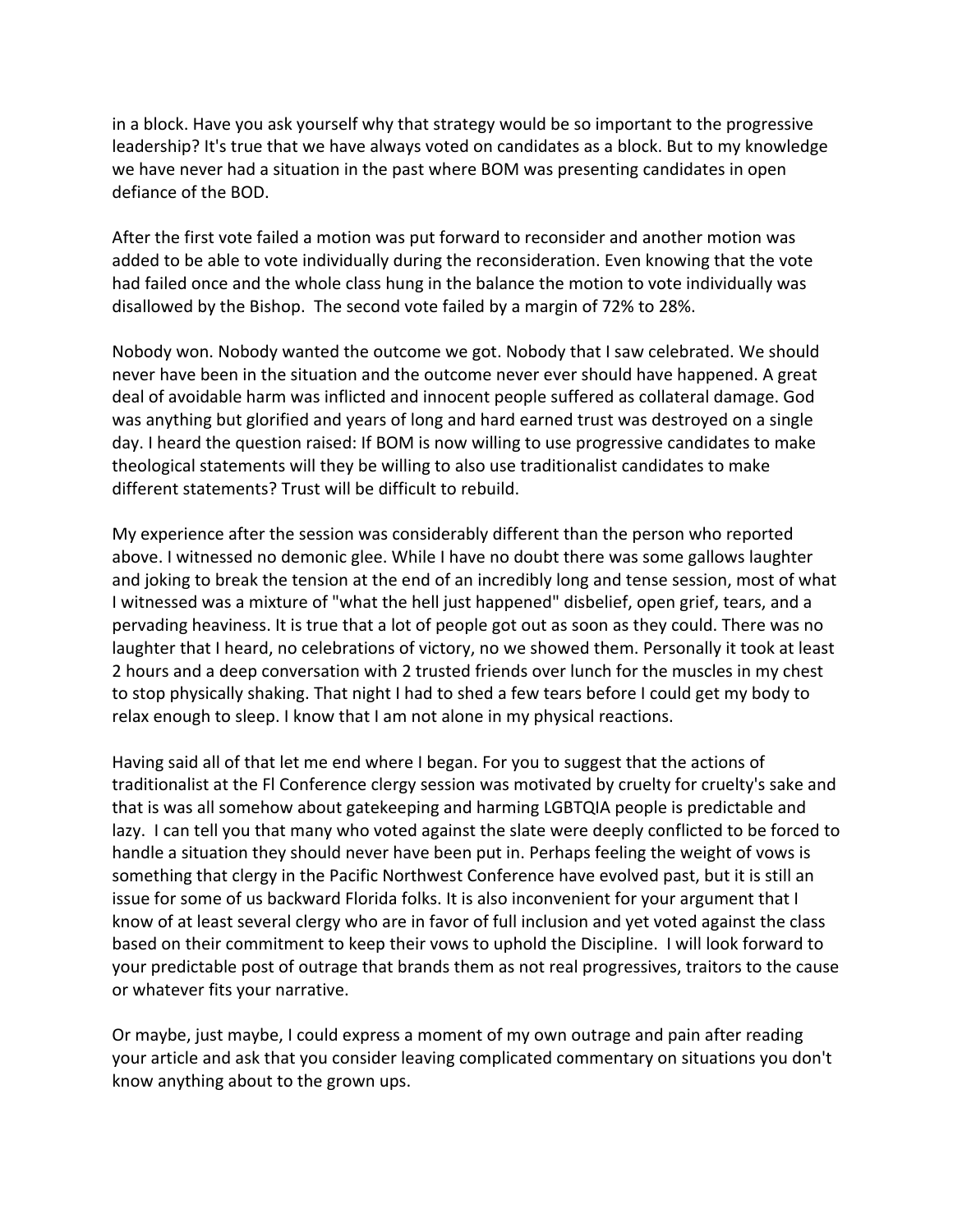in a block. Have you ask yourself why that strategy would be so important to the progressive leadership? It's true that we have always voted on candidates as a block. But to my knowledge we have never had a situation in the past where BOM was presenting candidates in open defiance of the BOD.

After the first vote failed a motion was put forward to reconsider and another motion was added to be able to vote individually during the reconsideration. Even knowing that the vote had failed once and the whole class hung in the balance the motion to vote individually was disallowed by the Bishop. The second vote failed by a margin of 72% to 28%.

Nobody won. Nobody wanted the outcome we got. Nobody that I saw celebrated. We should never have been in the situation and the outcome never ever should have happened. A great deal of avoidable harm was inflicted and innocent people suffered as collateral damage. God was anything but glorified and years of long and hard earned trust was destroyed on a single day. I heard the question raised: If BOM is now willing to use progressive candidates to make theological statements will they be willing to also use traditionalist candidates to make different statements? Trust will be difficult to rebuild.

My experience after the session was considerably different than the person who reported above. I witnessed no demonic glee. While I have no doubt there was some gallows laughter and joking to break the tension at the end of an incredibly long and tense session, most of what I witnessed was a mixture of "what the hell just happened" disbelief, open grief, tears, and a pervading heaviness. It is true that a lot of people got out as soon as they could. There was no laughter that I heard, no celebrations of victory, no we showed them. Personally it took at least 2 hours and a deep conversation with 2 trusted friends over lunch for the muscles in my chest to stop physically shaking. That night I had to shed a few tears before I could get my body to relax enough to sleep. I know that I am not alone in my physical reactions.

Having said all of that let me end where I began. For you to suggest that the actions of traditionalist at the Fl Conference clergy session was motivated by cruelty for cruelty's sake and that is was all somehow about gatekeeping and harming LGBTQIA people is predictable and lazy. I can tell you that many who voted against the slate were deeply conflicted to be forced to handle a situation they should never have been put in. Perhaps feeling the weight of vows is something that clergy in the Pacific Northwest Conference have evolved past, but it is still an issue for some of us backward Florida folks. It is also inconvenient for your argument that I know of at least several clergy who are in favor of full inclusion and yet voted against the class based on their commitment to keep their vows to uphold the Discipline. I will look forward to your predictable post of outrage that brands them as not real progressives, traitors to the cause or whatever fits your narrative.

Or maybe, just maybe, I could express a moment of my own outrage and pain after reading your article and ask that you consider leaving complicated commentary on situations you don't know anything about to the grown ups.